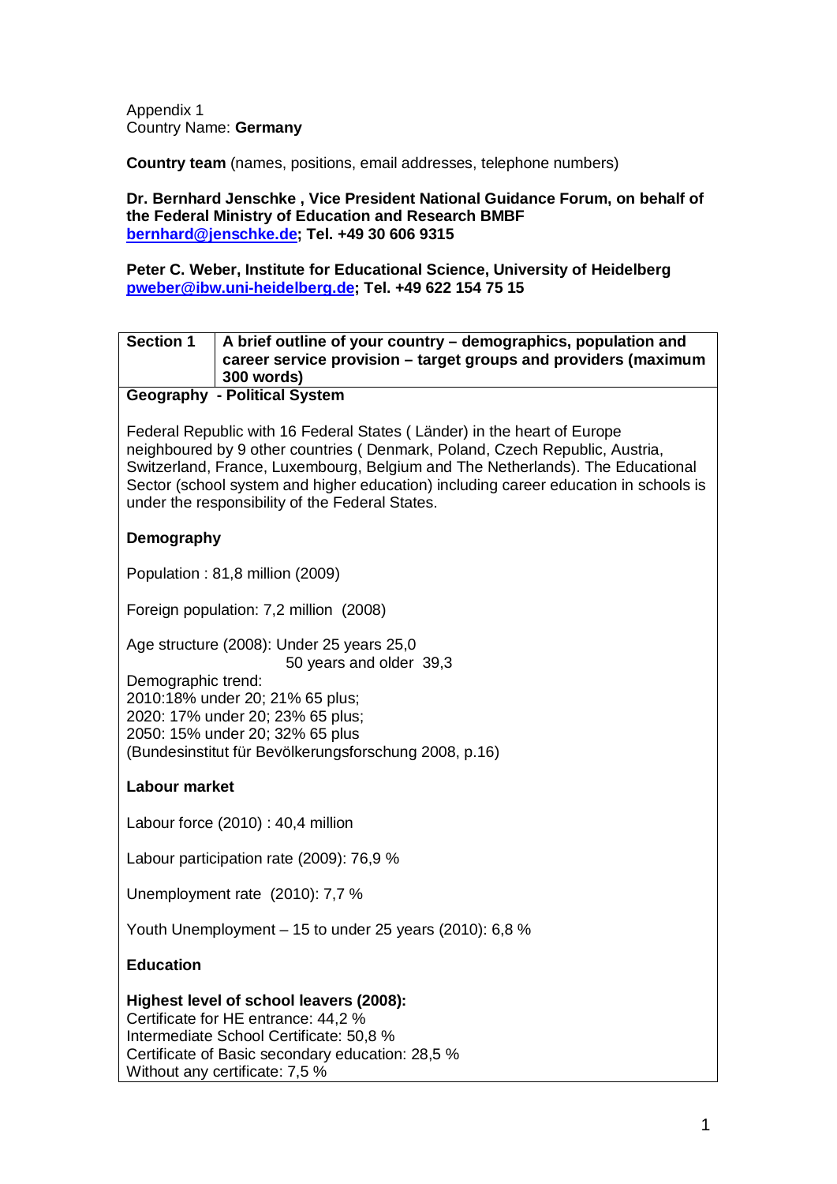Appendix 1
Country Name: **Germany**

**Country team** (names, positions, email addresses, telephone numbers)

**Dr. Bernhard Jenschke , Vice President National Guidance Forum, on behalf of the Federal Ministry of Education and Research BMBF**
**bernhard@jenschke.de; Tel. +49 30 606 9315**

**Peter C. Weber, Institute for Educational Science, University of Heidelberg**
**pweber@ibw.uni-heidelberg.de; Tel. +49 622 154 75 15**

| **Section 1** | **A brief outline of your country – demographics, population and career service provision – target groups and providers (maximum 300 words)** |
|---|---|

**Geography - Political System**

Federal Republic with 16 Federal States ( Länder) in the heart of Europe neighboured by 9 other countries ( Denmark, Poland, Czech Republic, Austria, Switzerland, France, Luxembourg, Belgium and The Netherlands). The Educational Sector (school system and higher education) including career education in schools is under the responsibility of the Federal States.

**Demography**

Population : 81,8 million (2009)

Foreign population: 7,2 million (2008)

Age structure (2008): Under 25 years 25,0
50 years and older 39,3

Demographic trend:
2010:18% under 20; 21% 65 plus;
2020: 17% under 20; 23% 65 plus;
2050: 15% under 20; 32% 65 plus
(Bundesinstitut für Bevölkerungsforschung 2008, p.16)

**Labour market**

Labour force (2010) : 40,4 million

Labour participation rate (2009): 76,9 %

Unemployment rate (2010): 7,7 %

Youth Unemployment – 15 to under 25 years (2010): 6,8 %

**Education**

**Highest level of school leavers (2008):**
Certificate for HE entrance: 44,2 %
Intermediate School Certificate: 50,8 %
Certificate of Basic secondary education: 28,5 %
Without any certificate: 7,5 %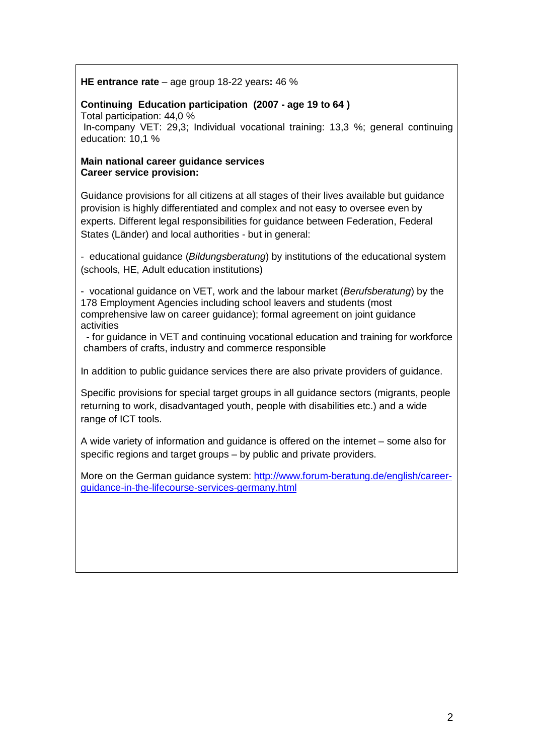**HE entrance rate** – age group 18-22 years**:** 46 %

**Continuing Education participation (2007 - age 19 to 64 )**
Total participation: 44,0 %
In-company VET: 29,3; Individual vocational training: 13,3 %; general continuing education: 10,1 %

**Main national career guidance services**
**Career service provision:**

Guidance provisions for all citizens at all stages of their lives available but guidance provision is highly differentiated and complex and not easy to oversee even by experts. Different legal responsibilities for guidance between Federation, Federal States (Länder) and local authorities - but in general:

- educational guidance (*Bildungsberatung*) by institutions of the educational system (schools, HE, Adult education institutions)
- vocational guidance on VET, work and the labour market (*Berufsberatung*) by the 178 Employment Agencies including school leavers and students (most comprehensive law on career guidance); formal agreement on joint guidance activities
- for guidance in VET and continuing vocational education and training for workforce chambers of crafts, industry and commerce responsible

In addition to public guidance services there are also private providers of guidance.

Specific provisions for special target groups in all guidance sectors (migrants, people returning to work, disadvantaged youth, people with disabilities etc.) and a wide range of ICT tools.

A wide variety of information and guidance is offered on the internet – some also for specific regions and target groups – by public and private providers.

More on the German guidance system: [http://www.forum-beratung.de/english/career-guidance-in-the-lifecourse-services-germany.html](http://www.forum-beratung.de/english/career-guidance-in-the-lifecourse-services-germany.html)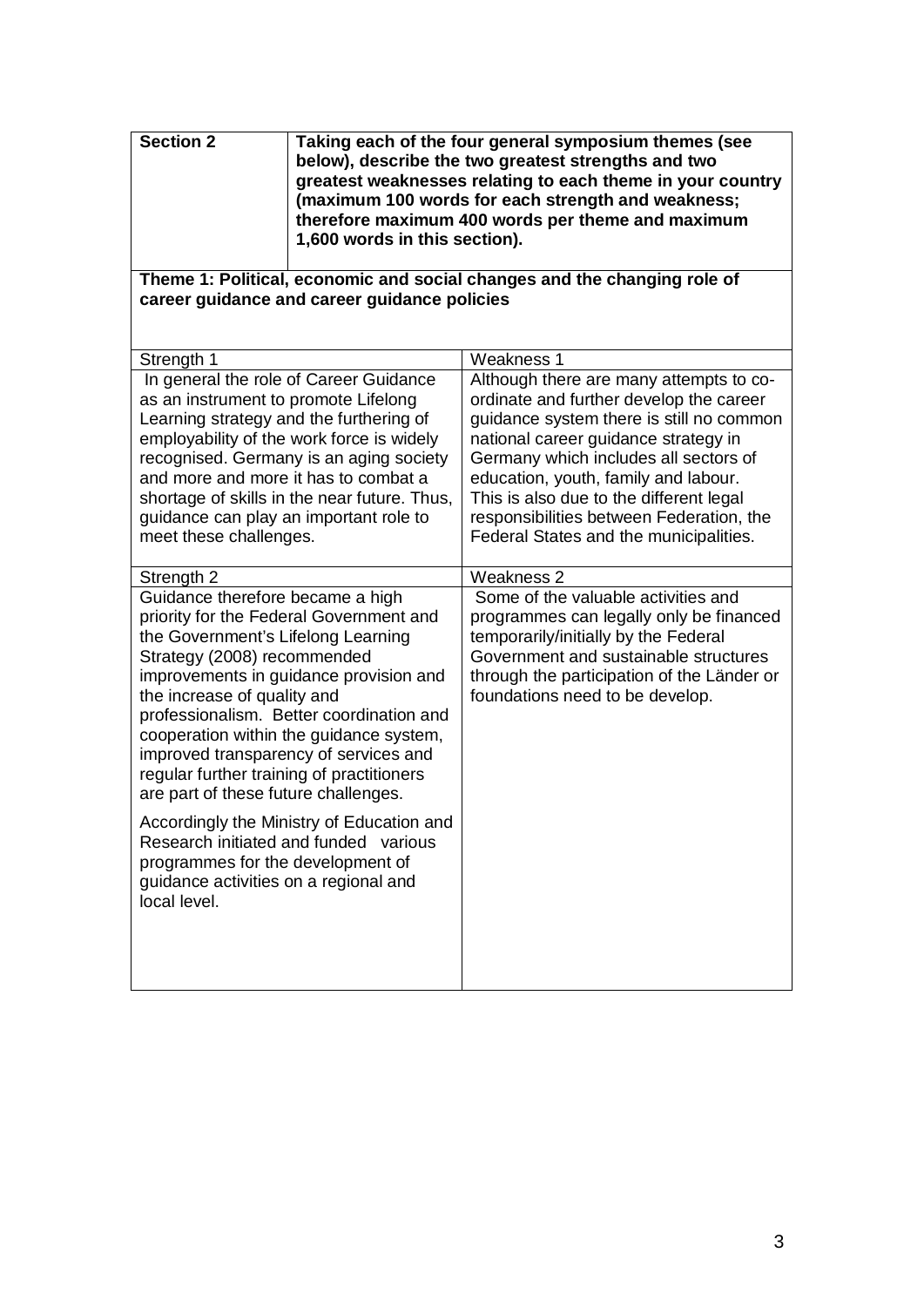| **Section 2** | **Taking each of the four general symposium themes (see below), describe the two greatest strengths and two greatest weaknesses relating to each theme in your country (maximum 100 words for each strength and weakness; therefore maximum 400 words per theme and maximum 1,600 words in this section).** |
|---|---|

**Theme 1: Political, economic and social changes and the changing role of career guidance and career guidance policies**

| Strength 1 | Weakness 1 |
|---|---|
| In general the role of Career Guidance as an instrument to promote Lifelong Learning strategy and the furthering of employability of the work force is widely recognised. Germany is an aging society and more and more it has to combat a shortage of skills in the near future. Thus, guidance can play an important role to meet these challenges. | Although there are many attempts to co-ordinate and further develop the career guidance system there is still no common national career guidance strategy in Germany which includes all sectors of education, youth, family and labour. This is also due to the different legal responsibilities between Federation, the Federal States and the municipalities. |
| **Strength 2** | **Weakness 2** |
| Guidance therefore became a high priority for the Federal Government and the Government's Lifelong Learning Strategy (2008) recommended improvements in guidance provision and the increase of quality and professionalism. Better coordination and cooperation within the guidance system, improved transparency of services and regular further training of practitioners are part of these future challenges.<br><br>Accordingly the Ministry of Education and Research initiated and funded various programmes for the development of guidance activities on a regional and local level. | Some of the valuable activities and programmes can legally only be financed temporarily/initially by the Federal Government and sustainable structures through the participation of the Länder or foundations need to be develop. |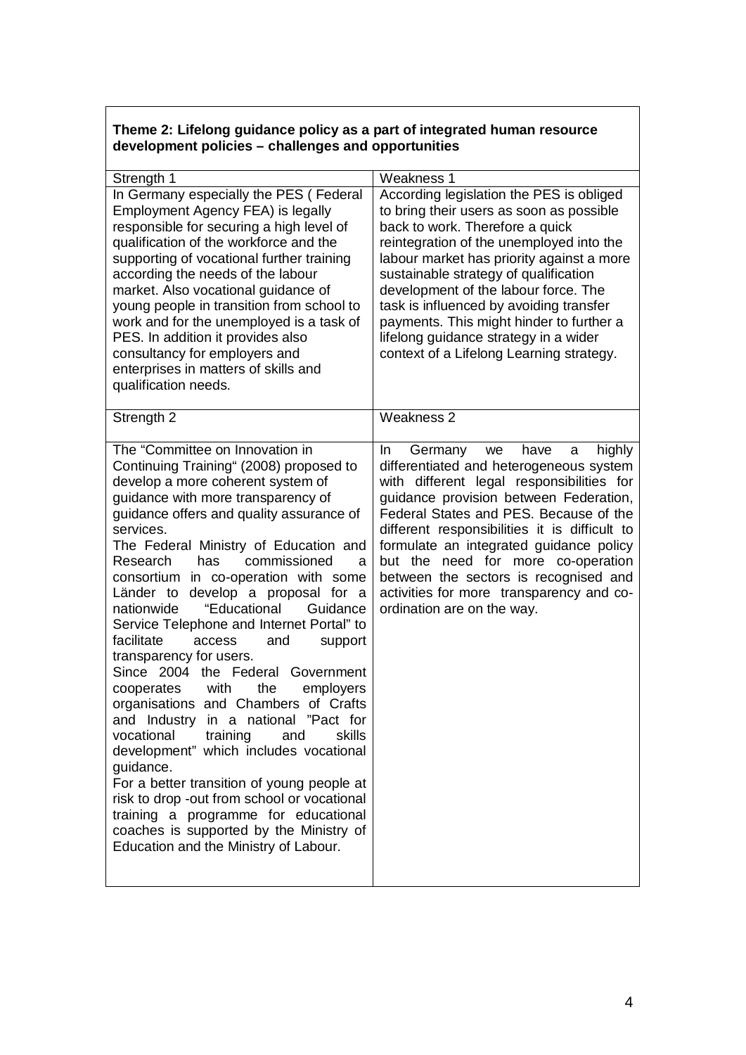**Theme 2: Lifelong guidance policy as a part of integrated human resource development policies – challenges and opportunities**

| Strength 1 | Weakness 1 |
|---|---|
| In Germany especially the PES ( Federal Employment Agency FEA) is legally responsible for securing a high level of qualification of the workforce and the supporting of vocational further training according the needs of the labour market. Also vocational guidance of young people in transition from school to work and for the unemployed is a task of PES. In addition it provides also consultancy for employers and enterprises in matters of skills and qualification needs. | According legislation the PES is obliged to bring their users as soon as possible back to work. Therefore a quick reintegration of the unemployed into the labour market has priority against a more sustainable strategy of qualification development of the labour force. The task is influenced by avoiding transfer payments. This might hinder to further a lifelong guidance strategy in a wider context of a Lifelong Learning strategy. |
| **Strength 2** | **Weakness 2** |
| The "Committee on Innovation in Continuing Training" (2008) proposed to develop a more coherent system of guidance with more transparency of guidance offers and quality assurance of services.<br>The Federal Ministry of Education and Research has commissioned a consortium in co-operation with some Länder to develop a proposal for a nationwide "Educational Guidance Service Telephone and Internet Portal" to facilitate access and support transparency for users.<br>Since 2004 the Federal Government cooperates with the employers organisations and Chambers of Crafts and Industry in a national "Pact for vocational training and skills development" which includes vocational guidance.<br>For a better transition of young people at risk to drop -out from school or vocational training a programme for educational coaches is supported by the Ministry of Education and the Ministry of Labour. | In Germany we have a highly differentiated and heterogeneous system with different legal responsibilities for guidance provision between Federation, Federal States and PES. Because of the different responsibilities it is difficult to formulate an integrated guidance policy but the need for more co-operation between the sectors is recognised and activities for more transparency and co-ordination are on the way. |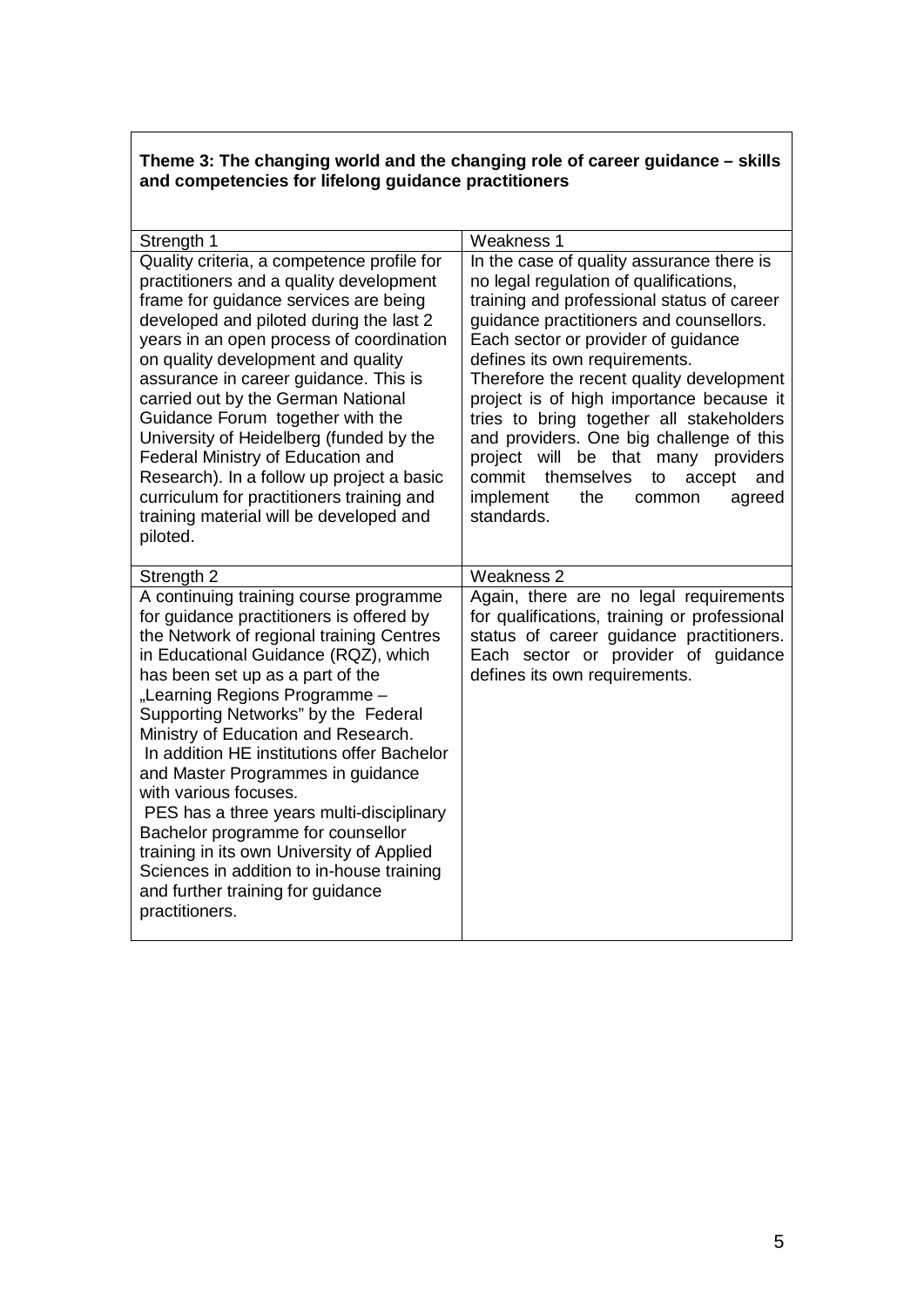**Theme 3: The changing world and the changing role of career guidance – skills and competencies for lifelong guidance practitioners**

| Strength 1 | Weakness 1 |
| --- | --- |
| Quality criteria, a competence profile for practitioners and a quality development frame for guidance services are being developed and piloted during the last 2 years in an open process of coordination on quality development and quality assurance in career guidance. This is carried out by the German National Guidance Forum together with the University of Heidelberg (funded by the Federal Ministry of Education and Research). In a follow up project a basic curriculum for practitioners training and training material will be developed and piloted. | In the case of quality assurance there is no legal regulation of qualifications, training and professional status of career guidance practitioners and counsellors. Each sector or provider of guidance defines its own requirements. Therefore the recent quality development project is of high importance because it tries to bring together all stakeholders and providers. One big challenge of this project will be that many providers commit themselves to accept and implement the common agreed standards. |
| **Strength 2** | **Weakness 2** |
| A continuing training course programme for guidance practitioners is offered by the Network of regional training Centres in Educational Guidance (RQZ), which has been set up as a part of the „Learning Regions Programme – Supporting Networks" by the Federal Ministry of Education and Research. In addition HE institutions offer Bachelor and Master Programmes in guidance with various focuses. PES has a three years multi-disciplinary Bachelor programme for counsellor training in its own University of Applied Sciences in addition to in-house training and further training for guidance practitioners. | Again, there are no legal requirements for qualifications, training or professional status of career guidance practitioners. Each sector or provider of guidance defines its own requirements. |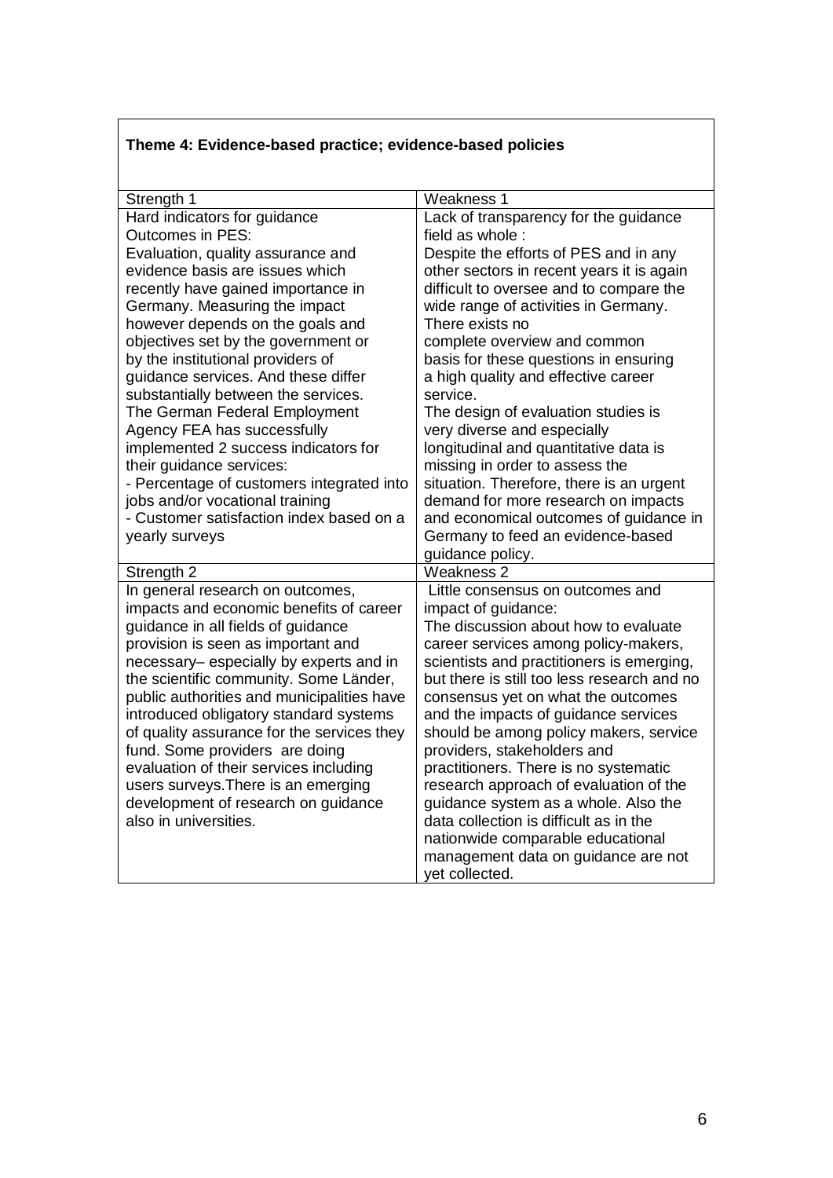**Theme 4: Evidence-based practice; evidence-based policies**

| Strength 1 | Weakness 1 |
|---|---|
| Hard indicators for guidance Outcomes in PES:<br>Evaluation, quality assurance and evidence basis are issues which recently have gained importance in Germany. Measuring the impact however depends on the goals and objectives set by the government or by the institutional providers of guidance services. And these differ substantially between the services. The German Federal Employment Agency FEA has successfully implemented 2 success indicators for their guidance services:<br>- Percentage of customers integrated into jobs and/or vocational training<br>- Customer satisfaction index based on a yearly surveys | Lack of transparency for the guidance field as whole :<br>Despite the efforts of PES and in any other sectors in recent years it is again difficult to oversee and to compare the wide range of activities in Germany. There exists no complete overview and common basis for these questions in ensuring a high quality and effective career service.<br>The design of evaluation studies is very diverse and especially longitudinal and quantitative data is missing in order to assess the situation. Therefore, there is an urgent demand for more research on impacts and economical outcomes of guidance in Germany to feed an evidence-based guidance policy. |
| **Strength 2** | **Weakness 2** |
| In general research on outcomes, impacts and economic benefits of career guidance in all fields of guidance provision is seen as important and necessary– especially by experts and in the scientific community. Some Länder, public authorities and municipalities have introduced obligatory standard systems of quality assurance for the services they fund. Some providers are doing evaluation of their services including users surveys.There is an emerging development of research on guidance also in universities. | Little consensus on outcomes and impact of guidance:<br>The discussion about how to evaluate career services among policy-makers, scientists and practitioners is emerging, but there is still too less research and no consensus yet on what the outcomes and the impacts of guidance services should be among policy makers, service providers, stakeholders and practitioners. There is no systematic research approach of evaluation of the guidance system as a whole. Also the data collection is difficult as in the nationwide comparable educational management data on guidance are not yet collected. |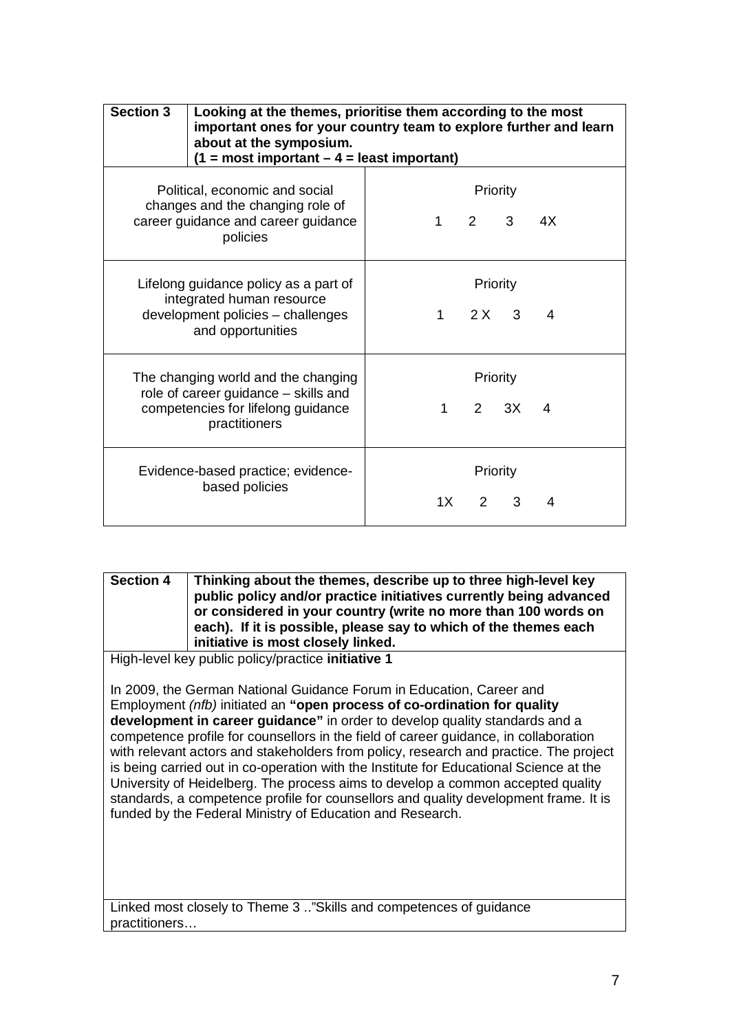| **Section 3** | **Looking at the themes, prioritise them according to the most important ones for your country team to explore further and learn about at the symposium. (1 = most important – 4 = least important)** |
|---|---|
| Political, economic and social changes and the changing role of career guidance and career guidance policies | Priority<br>1 2 3 4X |
| Lifelong guidance policy as a part of integrated human resource development policies – challenges and opportunities | Priority<br>1 2 X 3 4 |
| The changing world and the changing role of career guidance – skills and competencies for lifelong guidance practitioners | Priority<br>1 2 3X 4 |
| Evidence-based practice; evidence-based policies | Priority<br>1X 2 3 4 |

| **Section 4** | **Thinking about the themes, describe up to three high-level key public policy and/or practice initiatives currently being advanced or considered in your country (write no more than 100 words on each). If it is possible, please say to which of the themes each initiative is most closely linked.** |
|---|---|

High-level key public policy/practice **initiative 1**

In 2009, the German National Guidance Forum in Education, Career and Employment *(nfb)* initiated an **"open process of co-ordination for quality development in career guidance"** in order to develop quality standards and a competence profile for counsellors in the field of career guidance, in collaboration with relevant actors and stakeholders from policy, research and practice. The project is being carried out in co-operation with the Institute for Educational Science at the University of Heidelberg. The process aims to develop a common accepted quality standards, a competence profile for counsellors and quality development frame. It is funded by the Federal Ministry of Education and Research.

Linked most closely to Theme 3 .."Skills and competences of guidance practitioners…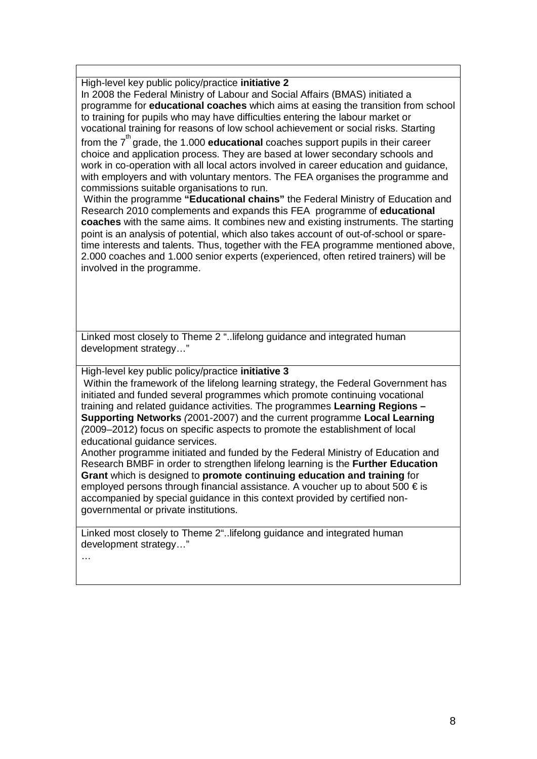High-level key public policy/practice **initiative 2**

In 2008 the Federal Ministry of Labour and Social Affairs (BMAS) initiated a programme for **educational coaches** which aims at easing the transition from school to training for pupils who may have difficulties entering the labour market or vocational training for reasons of low school achievement or social risks. Starting from the 7th grade, the 1.000 **educational** coaches support pupils in their career choice and application process. They are based at lower secondary schools and work in co-operation with all local actors involved in career education and guidance, with employers and with voluntary mentors. The FEA organises the programme and commissions suitable organisations to run.

Within the programme **"Educational chains"** the Federal Ministry of Education and Research 2010 complements and expands this FEA programme of **educational coaches** with the same aims. It combines new and existing instruments. The starting point is an analysis of potential, which also takes account of out-of-school or spare-time interests and talents. Thus, together with the FEA programme mentioned above, 2.000 coaches and 1.000 senior experts (experienced, often retired trainers) will be involved in the programme.

Linked most closely to Theme 2 "..lifelong guidance and integrated human development strategy…"

High-level key public policy/practice **initiative 3**

Within the framework of the lifelong learning strategy, the Federal Government has initiated and funded several programmes which promote continuing vocational training and related guidance activities. The programmes **Learning Regions – Supporting Networks** *(*2001-2007) and the current programme **Local Learning** *(*2009–2012) focus on specific aspects to promote the establishment of local educational guidance services.

Another programme initiated and funded by the Federal Ministry of Education and Research BMBF in order to strengthen lifelong learning is the **Further Education Grant** which is designed to **promote continuing education and training** for employed persons through financial assistance. A voucher up to about 500 € is accompanied by special guidance in this context provided by certified non-governmental or private institutions.

Linked most closely to Theme 2"..lifelong guidance and integrated human development strategy…"

…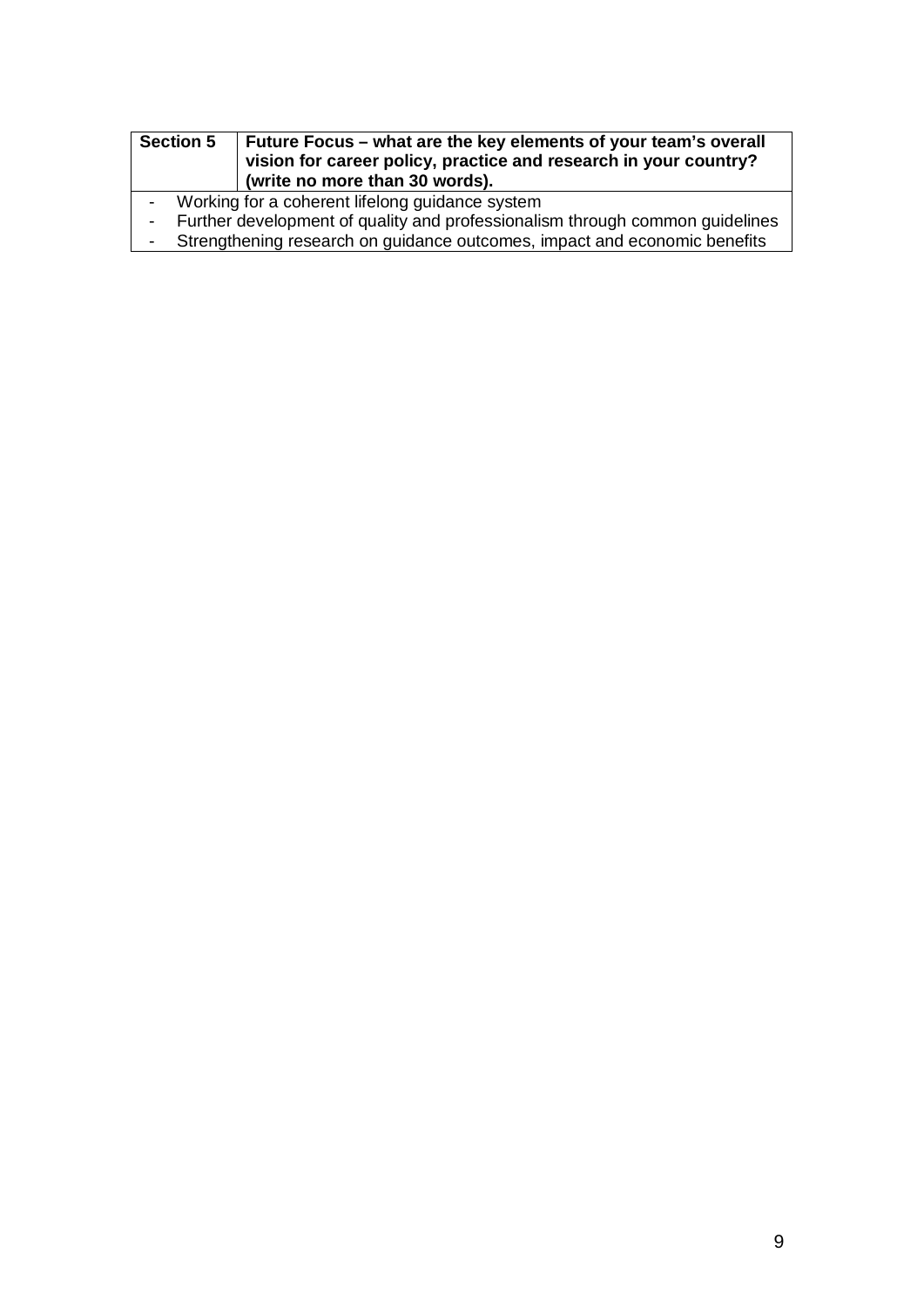| Section 5 | Future Focus – what are the key elements of your team's overall vision for career policy, practice and research in your country? (write no more than 30 words). |
|---|---|

- Working for a coherent lifelong guidance system
- Further development of quality and professionalism through common guidelines
- Strengthening research on guidance outcomes, impact and economic benefits